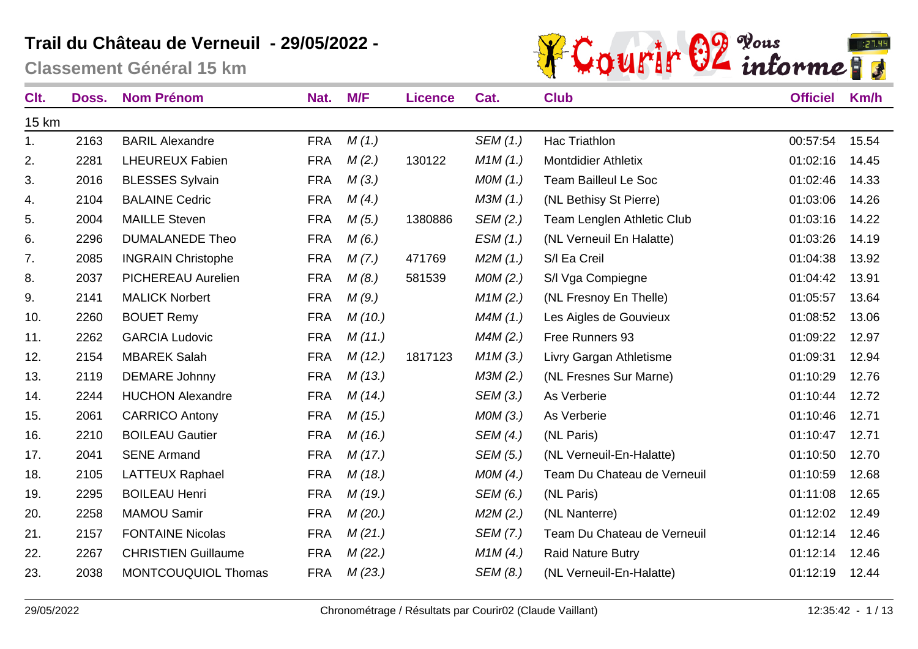# Trail du Château de Verneuil - 29/05/2022 -

## Classement Général 15 km

| Clt. | Doss. | Nom Prénom | Nat. | M/F | Licence | Cat. | Club | Officiel | Km/h |
|---|---|---|---|---|---|---|---|---|---|
| 15 km | | | | | | | | | |
| 1. | 2163 | BARIL Alexandre | FRA | *M (1.)* | | *SEM (1.)* | Hac Triathlon | 00:57:54 | 15.54 |
| 2. | 2281 | LHEUREUX Fabien | FRA | *M (2.)* | 130122 | *M1M (1.)* | Montdidier Athletix | 01:02:16 | 14.45 |
| 3. | 2016 | BLESSES Sylvain | FRA | *M (3.)* | | *M0M (1.)* | Team Bailleul Le Soc | 01:02:46 | 14.33 |
| 4. | 2104 | BALAINE Cedric | FRA | *M (4.)* | | *M3M (1.)* | (NL Bethisy St Pierre) | 01:03:06 | 14.26 |
| 5. | 2004 | MAILLE Steven | FRA | *M (5.)* | 1380886 | *SEM (2.)* | Team Lenglen Athletic Club | 01:03:16 | 14.22 |
| 6. | 2296 | DUMALANEDE Theo | FRA | *M (6.)* | | *ESM (1.)* | (NL Verneuil En Halatte) | 01:03:26 | 14.19 |
| 7. | 2085 | INGRAIN Christophe | FRA | *M (7.)* | 471769 | *M2M (1.)* | S/l Ea Creil | 01:04:38 | 13.92 |
| 8. | 2037 | PICHEREAU Aurelien | FRA | *M (8.)* | 581539 | *M0M (2.)* | S/l Vga Compiegne | 01:04:42 | 13.91 |
| 9. | 2141 | MALICK Norbert | FRA | *M (9.)* | | *M1M (2.)* | (NL Fresnoy En Thelle) | 01:05:57 | 13.64 |
| 10. | 2260 | BOUET Remy | FRA | *M (10.)* | | *M4M (1.)* | Les Aigles de Gouvieux | 01:08:52 | 13.06 |
| 11. | 2262 | GARCIA Ludovic | FRA | *M (11.)* | | *M4M (2.)* | Free Runners 93 | 01:09:22 | 12.97 |
| 12. | 2154 | MBAREK Salah | FRA | *M (12.)* | 1817123 | *M1M (3.)* | Livry Gargan Athletisme | 01:09:31 | 12.94 |
| 13. | 2119 | DEMARE Johnny | FRA | *M (13.)* | | *M3M (2.)* | (NL Fresnes Sur Marne) | 01:10:29 | 12.76 |
| 14. | 2244 | HUCHON Alexandre | FRA | *M (14.)* | | *SEM (3.)* | As Verberie | 01:10:44 | 12.72 |
| 15. | 2061 | CARRICO Antony | FRA | *M (15.)* | | *M0M (3.)* | As Verberie | 01:10:46 | 12.71 |
| 16. | 2210 | BOILEAU Gautier | FRA | *M (16.)* | | *SEM (4.)* | (NL Paris) | 01:10:47 | 12.71 |
| 17. | 2041 | SENE Armand | FRA | *M (17.)* | | *SEM (5.)* | (NL Verneuil-En-Halatte) | 01:10:50 | 12.70 |
| 18. | 2105 | LATTEUX Raphael | FRA | *M (18.)* | | *M0M (4.)* | Team Du Chateau de Verneuil | 01:10:59 | 12.68 |
| 19. | 2295 | BOILEAU Henri | FRA | *M (19.)* | | *SEM (6.)* | (NL Paris) | 01:11:08 | 12.65 |
| 20. | 2258 | MAMOU Samir | FRA | *M (20.)* | | *M2M (2.)* | (NL Nanterre) | 01:12:02 | 12.49 |
| 21. | 2157 | FONTAINE Nicolas | FRA | *M (21.)* | | *SEM (7.)* | Team Du Chateau de Verneuil | 01:12:14 | 12.46 |
| 22. | 2267 | CHRISTIEN Guillaume | FRA | *M (22.)* | | *M1M (4.)* | Raid Nature Butry | 01:12:14 | 12.46 |
| 23. | 2038 | MONTCOUQUIOL Thomas | FRA | *M (23.)* | | *SEM (8.)* | (NL Verneuil-En-Halatte) | 01:12:19 | 12.44 |

Chronométrage / Résultats par Courir02 (Claude Vaillant)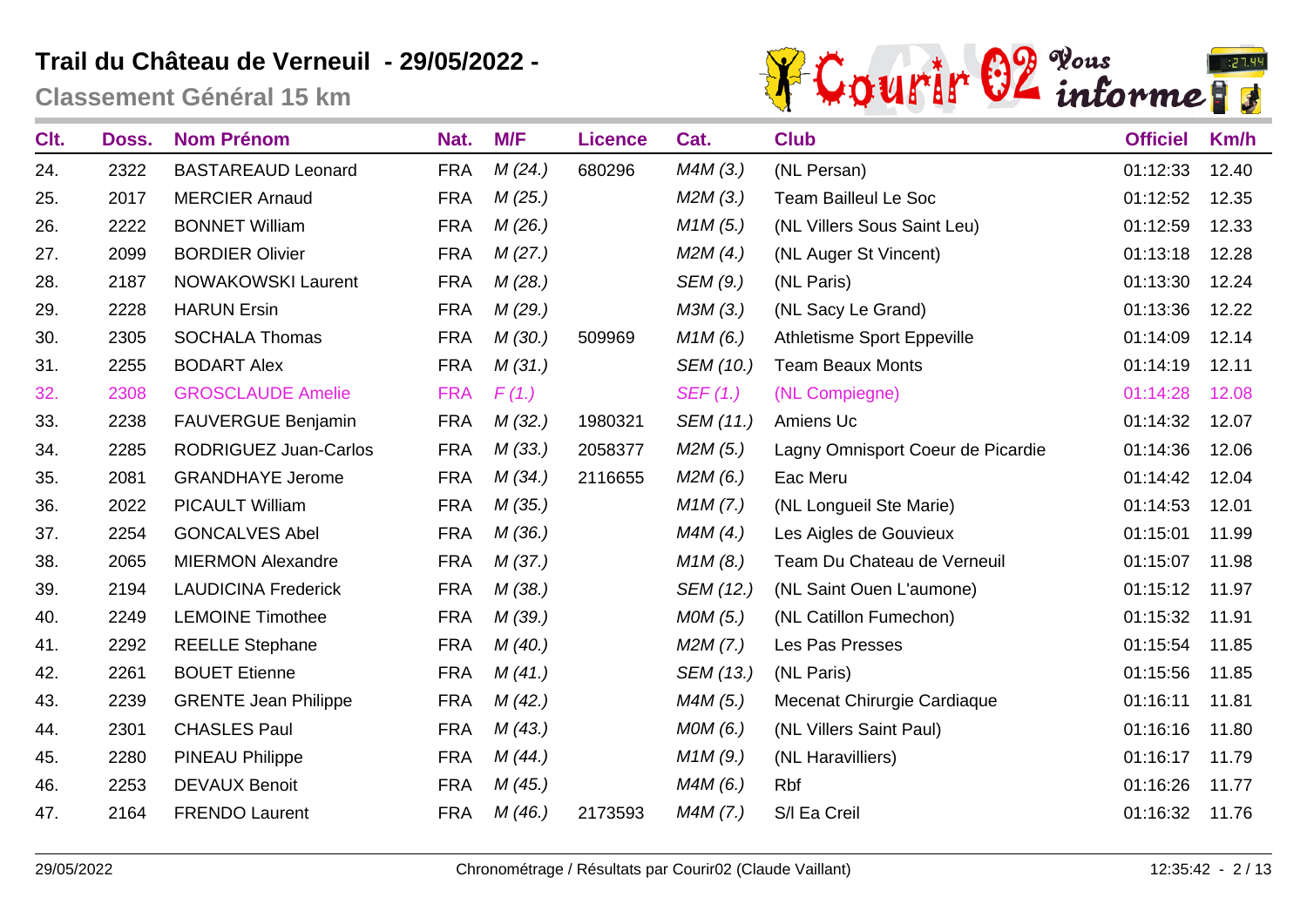# Trail du Château de Verneuil - 29/05/2022 -

## Classement Général 15 km

| Clt. | Doss. | Nom Prénom | Nat. | M/F | Licence | Cat. | Club | Officiel | Km/h |
|---|---|---|---|---|---|---|---|---|---|
| 24. | 2322 | BASTAREAUD Leonard | FRA | *M (24.)* | 680296 | *M4M (3.)* | (NL Persan) | 01:12:33 | 12.40 |
| 25. | 2017 | MERCIER Arnaud | FRA | *M (25.)* | | *M2M (3.)* | Team Bailleul Le Soc | 01:12:52 | 12.35 |
| 26. | 2222 | BONNET William | FRA | *M (26.)* | | *M1M (5.)* | (NL Villers Sous Saint Leu) | 01:12:59 | 12.33 |
| 27. | 2099 | BORDIER Olivier | FRA | *M (27.)* | | *M2M (4.)* | (NL Auger St Vincent) | 01:13:18 | 12.28 |
| 28. | 2187 | NOWAKOWSKI Laurent | FRA | *M (28.)* | | *SEM (9.)* | (NL Paris) | 01:13:30 | 12.24 |
| 29. | 2228 | HARUN Ersin | FRA | *M (29.)* | | *M3M (3.)* | (NL Sacy Le Grand) | 01:13:36 | 12.22 |
| 30. | 2305 | SOCHALA Thomas | FRA | *M (30.)* | 509969 | *M1M (6.)* | Athletisme Sport Eppeville | 01:14:09 | 12.14 |
| 31. | 2255 | BODART Alex | FRA | *M (31.)* | | *SEM (10.)* | Team Beaux Monts | 01:14:19 | 12.11 |
| 32. | 2308 | GROSCLAUDE Amelie | FRA | *F (1.)* | | *SEF (1.)* | (NL Compiegne) | 01:14:28 | 12.08 |
| 33. | 2238 | FAUVERGUE Benjamin | FRA | *M (32.)* | 1980321 | *SEM (11.)* | Amiens Uc | 01:14:32 | 12.07 |
| 34. | 2285 | RODRIGUEZ Juan-Carlos | FRA | *M (33.)* | 2058377 | *M2M (5.)* | Lagny Omnisport Coeur de Picardie | 01:14:36 | 12.06 |
| 35. | 2081 | GRANDHAYE Jerome | FRA | *M (34.)* | 2116655 | *M2M (6.)* | Eac Meru | 01:14:42 | 12.04 |
| 36. | 2022 | PICAULT William | FRA | *M (35.)* | | *M1M (7.)* | (NL Longueil Ste Marie) | 01:14:53 | 12.01 |
| 37. | 2254 | GONCALVES Abel | FRA | *M (36.)* | | *M4M (4.)* | Les Aigles de Gouvieux | 01:15:01 | 11.99 |
| 38. | 2065 | MIERMON Alexandre | FRA | *M (37.)* | | *M1M (8.)* | Team Du Chateau de Verneuil | 01:15:07 | 11.98 |
| 39. | 2194 | LAUDICINA Frederick | FRA | *M (38.)* | | *SEM (12.)* | (NL Saint Ouen L'aumone) | 01:15:12 | 11.97 |
| 40. | 2249 | LEMOINE Timothee | FRA | *M (39.)* | | *M0M (5.)* | (NL Catillon Fumechon) | 01:15:32 | 11.91 |
| 41. | 2292 | REELLE Stephane | FRA | *M (40.)* | | *M2M (7.)* | Les Pas Presses | 01:15:54 | 11.85 |
| 42. | 2261 | BOUET Etienne | FRA | *M (41.)* | | *SEM (13.)* | (NL Paris) | 01:15:56 | 11.85 |
| 43. | 2239 | GRENTE Jean Philippe | FRA | *M (42.)* | | *M4M (5.)* | Mecenat Chirurgie Cardiaque | 01:16:11 | 11.81 |
| 44. | 2301 | CHASLES Paul | FRA | *M (43.)* | | *M0M (6.)* | (NL Villers Saint Paul) | 01:16:16 | 11.80 |
| 45. | 2280 | PINEAU Philippe | FRA | *M (44.)* | | *M1M (9.)* | (NL Haravilliers) | 01:16:17 | 11.79 |
| 46. | 2253 | DEVAUX Benoit | FRA | *M (45.)* | | *M4M (6.)* | Rbf | 01:16:26 | 11.77 |
| 47. | 2164 | FRENDO Laurent | FRA | *M (46.)* | 2173593 | *M4M (7.)* | S/l Ea Creil | 01:16:32 | 11.76 |

29/05/2022 — Chronométrage / Résultats par Courir02 (Claude Vaillant) — 12:35:42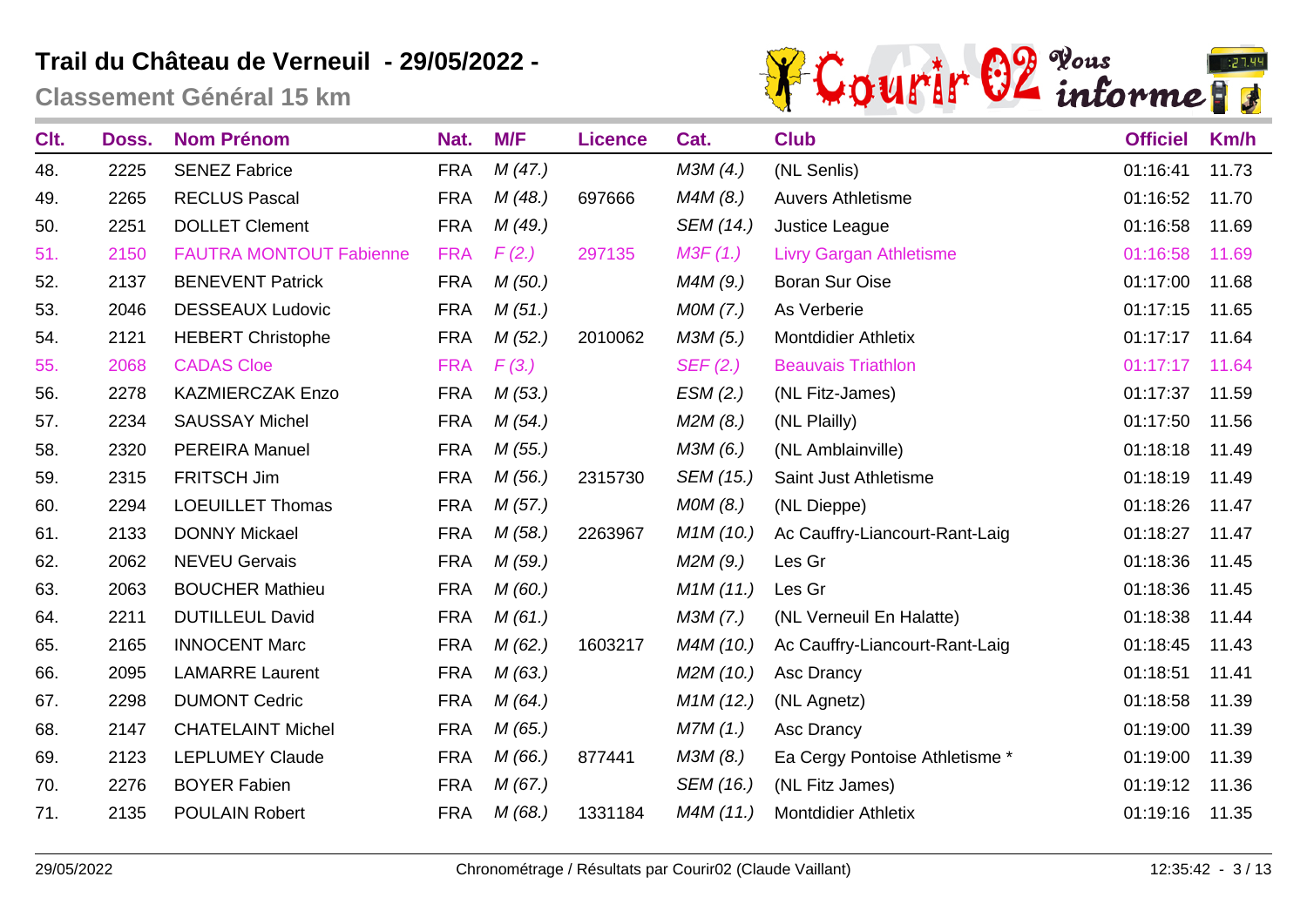# Trail du Château de Verneuil - 29/05/2022 -

## Classement Général 15 km

| Clt. | Doss. | Nom Prénom | Nat. | M/F | Licence | Cat. | Club | Officiel | Km/h |
|---|---|---|---|---|---|---|---|---|---|
| 48. | 2225 | SENEZ Fabrice | FRA | *M (47.)* | | *M3M (4.)* | (NL Senlis) | 01:16:41 | 11.73 |
| 49. | 2265 | RECLUS Pascal | FRA | *M (48.)* | 697666 | *M4M (8.)* | Auvers Athletisme | 01:16:52 | 11.70 |
| 50. | 2251 | DOLLET Clement | FRA | *M (49.)* | | *SEM (14.)* | Justice League | 01:16:58 | 11.69 |
| 51. | 2150 | FAUTRA MONTOUT Fabienne | FRA | *F (2.)* | 297135 | *M3F (1.)* | Livry Gargan Athletisme | 01:16:58 | 11.69 |
| 52. | 2137 | BENEVENT Patrick | FRA | *M (50.)* | | *M4M (9.)* | Boran Sur Oise | 01:17:00 | 11.68 |
| 53. | 2046 | DESSEAUX Ludovic | FRA | *M (51.)* | | *M0M (7.)* | As Verberie | 01:17:15 | 11.65 |
| 54. | 2121 | HEBERT Christophe | FRA | *M (52.)* | 2010062 | *M3M (5.)* | Montdidier Athletix | 01:17:17 | 11.64 |
| 55. | 2068 | CADAS Cloe | FRA | *F (3.)* | | *SEF (2.)* | Beauvais Triathlon | 01:17:17 | 11.64 |
| 56. | 2278 | KAZMIERCZAK Enzo | FRA | *M (53.)* | | *ESM (2.)* | (NL Fitz-James) | 01:17:37 | 11.59 |
| 57. | 2234 | SAUSSAY Michel | FRA | *M (54.)* | | *M2M (8.)* | (NL Plailly) | 01:17:50 | 11.56 |
| 58. | 2320 | PEREIRA Manuel | FRA | *M (55.)* | | *M3M (6.)* | (NL Amblainville) | 01:18:18 | 11.49 |
| 59. | 2315 | FRITSCH Jim | FRA | *M (56.)* | 2315730 | *SEM (15.)* | Saint Just Athletisme | 01:18:19 | 11.49 |
| 60. | 2294 | LOEUILLET Thomas | FRA | *M (57.)* | | *M0M (8.)* | (NL Dieppe) | 01:18:26 | 11.47 |
| 61. | 2133 | DONNY Mickael | FRA | *M (58.)* | 2263967 | *M1M (10.)* | Ac Cauffry-Liancourt-Rant-Laig | 01:18:27 | 11.47 |
| 62. | 2062 | NEVEU Gervais | FRA | *M (59.)* | | *M2M (9.)* | Les Gr | 01:18:36 | 11.45 |
| 63. | 2063 | BOUCHER Mathieu | FRA | *M (60.)* | | *M1M (11.)* | Les Gr | 01:18:36 | 11.45 |
| 64. | 2211 | DUTILLEUL David | FRA | *M (61.)* | | *M3M (7.)* | (NL Verneuil En Halatte) | 01:18:38 | 11.44 |
| 65. | 2165 | INNOCENT Marc | FRA | *M (62.)* | 1603217 | *M4M (10.)* | Ac Cauffry-Liancourt-Rant-Laig | 01:18:45 | 11.43 |
| 66. | 2095 | LAMARRE Laurent | FRA | *M (63.)* | | *M2M (10.)* | Asc Drancy | 01:18:51 | 11.41 |
| 67. | 2298 | DUMONT Cedric | FRA | *M (64.)* | | *M1M (12.)* | (NL Agnetz) | 01:18:58 | 11.39 |
| 68. | 2147 | CHATELAINT Michel | FRA | *M (65.)* | | *M7M (1.)* | Asc Drancy | 01:19:00 | 11.39 |
| 69. | 2123 | LEPLUMEY Claude | FRA | *M (66.)* | 877441 | *M3M (8.)* | Ea Cergy Pontoise Athletisme * | 01:19:00 | 11.39 |
| 70. | 2276 | BOYER Fabien | FRA | *M (67.)* | | *SEM (16.)* | (NL Fitz James) | 01:19:12 | 11.36 |
| 71. | 2135 | POULAIN Robert | FRA | *M (68.)* | 1331184 | *M4M (11.)* | Montdidier Athletix | 01:19:16 | 11.35 |

29/05/2022 — Chronométrage / Résultats par Courir02 (Claude Vaillant) — 12:35:42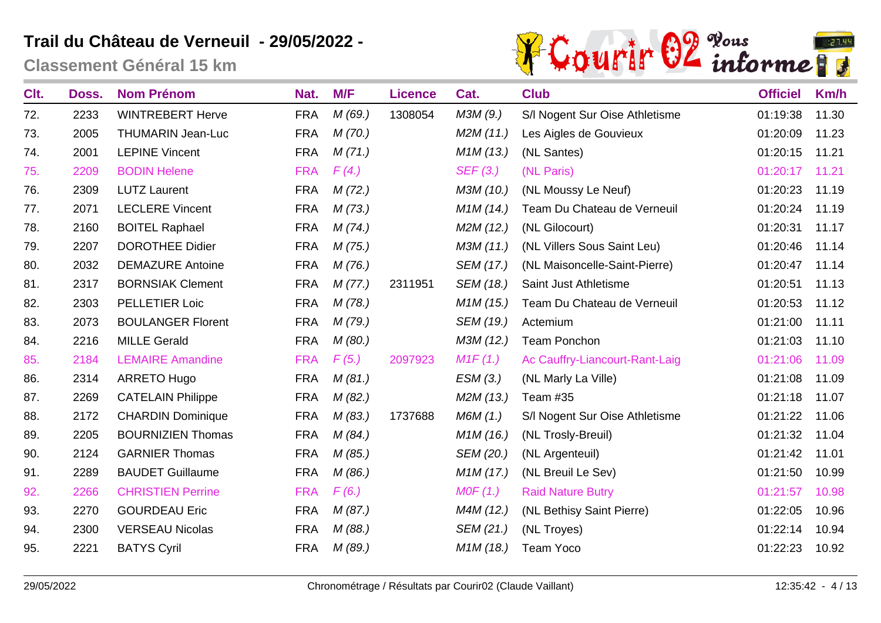# Trail du Château de Verneuil - 29/05/2022 -

## Classement Général 15 km

| Clt. | Doss. | Nom Prénom | Nat. | M/F | Licence | Cat. | Club | Officiel | Km/h |
|---|---|---|---|---|---|---|---|---|---|
| 72. | 2233 | WINTREBERT Herve | FRA | *M (69.)* | 1308054 | *M3M (9.)* | S/l Nogent Sur Oise Athletisme | 01:19:38 | 11.30 |
| 73. | 2005 | THUMARIN Jean-Luc | FRA | *M (70.)* | | *M2M (11.)* | Les Aigles de Gouvieux | 01:20:09 | 11.23 |
| 74. | 2001 | LEPINE Vincent | FRA | *M (71.)* | | *M1M (13.)* | (NL Santes) | 01:20:15 | 11.21 |
| 75. | 2209 | BODIN Helene | FRA | *F (4.)* | | *SEF (3.)* | (NL Paris) | 01:20:17 | 11.21 |
| 76. | 2309 | LUTZ Laurent | FRA | *M (72.)* | | *M3M (10.)* | (NL Moussy Le Neuf) | 01:20:23 | 11.19 |
| 77. | 2071 | LECLERE Vincent | FRA | *M (73.)* | | *M1M (14.)* | Team Du Chateau de Verneuil | 01:20:24 | 11.19 |
| 78. | 2160 | BOITEL Raphael | FRA | *M (74.)* | | *M2M (12.)* | (NL Gilocourt) | 01:20:31 | 11.17 |
| 79. | 2207 | DOROTHEE Didier | FRA | *M (75.)* | | *M3M (11.)* | (NL Villers Sous Saint Leu) | 01:20:46 | 11.14 |
| 80. | 2032 | DEMAZURE Antoine | FRA | *M (76.)* | | *SEM (17.)* | (NL Maisoncelle-Saint-Pierre) | 01:20:47 | 11.14 |
| 81. | 2317 | BORNSIAK Clement | FRA | *M (77.)* | 2311951 | *SEM (18.)* | Saint Just Athletisme | 01:20:51 | 11.13 |
| 82. | 2303 | PELLETIER Loic | FRA | *M (78.)* | | *M1M (15.)* | Team Du Chateau de Verneuil | 01:20:53 | 11.12 |
| 83. | 2073 | BOULANGER Florent | FRA | *M (79.)* | | *SEM (19.)* | Actemium | 01:21:00 | 11.11 |
| 84. | 2216 | MILLE Gerald | FRA | *M (80.)* | | *M3M (12.)* | Team Ponchon | 01:21:03 | 11.10 |
| 85. | 2184 | LEMAIRE Amandine | FRA | *F (5.)* | 2097923 | *M1F (1.)* | Ac Cauffry-Liancourt-Rant-Laig | 01:21:06 | 11.09 |
| 86. | 2314 | ARRETO Hugo | FRA | *M (81.)* | | *ESM (3.)* | (NL Marly La Ville) | 01:21:08 | 11.09 |
| 87. | 2269 | CATELAIN Philippe | FRA | *M (82.)* | | *M2M (13.)* | Team #35 | 01:21:18 | 11.07 |
| 88. | 2172 | CHARDIN Dominique | FRA | *M (83.)* | 1737688 | *M6M (1.)* | S/l Nogent Sur Oise Athletisme | 01:21:22 | 11.06 |
| 89. | 2205 | BOURNIZIEN Thomas | FRA | *M (84.)* | | *M1M (16.)* | (NL Trosly-Breuil) | 01:21:32 | 11.04 |
| 90. | 2124 | GARNIER Thomas | FRA | *M (85.)* | | *SEM (20.)* | (NL Argenteuil) | 01:21:42 | 11.01 |
| 91. | 2289 | BAUDET Guillaume | FRA | *M (86.)* | | *M1M (17.)* | (NL Breuil Le Sev) | 01:21:50 | 10.99 |
| 92. | 2266 | CHRISTIEN Perrine | FRA | *F (6.)* | | *M0F (1.)* | Raid Nature Butry | 01:21:57 | 10.98 |
| 93. | 2270 | GOURDEAU Eric | FRA | *M (87.)* | | *M4M (12.)* | (NL Bethisy Saint Pierre) | 01:22:05 | 10.96 |
| 94. | 2300 | VERSEAU Nicolas | FRA | *M (88.)* | | *SEM (21.)* | (NL Troyes) | 01:22:14 | 10.94 |
| 95. | 2221 | BATYS Cyril | FRA | *M (89.)* | | *M1M (18.)* | Team Yoco | 01:22:23 | 10.92 |

29/05/2022 Chronométrage / Résultats par Courir02 (Claude Vaillant) 12:35:42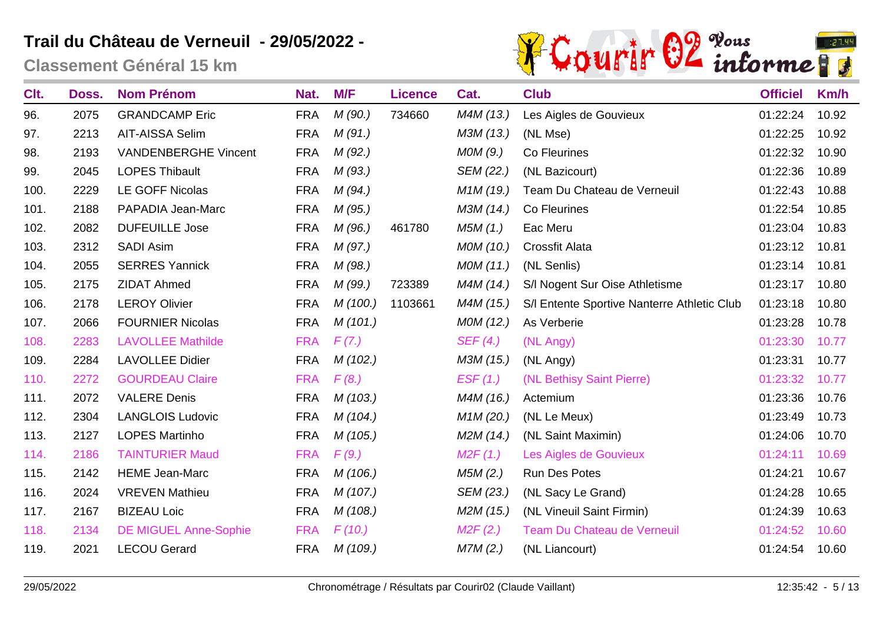# Trail du Château de Verneuil - 29/05/2022 -

## Classement Général 15 km

| Clt. | Doss. | Nom Prénom | Nat. | M/F | Licence | Cat. | Club | Officiel | Km/h |
|---|---|---|---|---|---|---|---|---|---|
| 96. | 2075 | GRANDCAMP Eric | FRA | *M (90.)* | 734660 | *M4M (13.)* | Les Aigles de Gouvieux | 01:22:24 | 10.92 |
| 97. | 2213 | AIT-AISSA Selim | FRA | *M (91.)* | | *M3M (13.)* | (NL Mse) | 01:22:25 | 10.92 |
| 98. | 2193 | VANDENBERGHE Vincent | FRA | *M (92.)* | | *M0M (9.)* | Co Fleurines | 01:22:32 | 10.90 |
| 99. | 2045 | LOPES Thibault | FRA | *M (93.)* | | *SEM (22.)* | (NL Bazicourt) | 01:22:36 | 10.89 |
| 100. | 2229 | LE GOFF Nicolas | FRA | *M (94.)* | | *M1M (19.)* | Team Du Chateau de Verneuil | 01:22:43 | 10.88 |
| 101. | 2188 | PAPADIA Jean-Marc | FRA | *M (95.)* | | *M3M (14.)* | Co Fleurines | 01:22:54 | 10.85 |
| 102. | 2082 | DUFEUILLE Jose | FRA | *M (96.)* | 461780 | *M5M (1.)* | Eac Meru | 01:23:04 | 10.83 |
| 103. | 2312 | SADI Asim | FRA | *M (97.)* | | *M0M (10.)* | Crossfit Alata | 01:23:12 | 10.81 |
| 104. | 2055 | SERRES Yannick | FRA | *M (98.)* | | *M0M (11.)* | (NL Senlis) | 01:23:14 | 10.81 |
| 105. | 2175 | ZIDAT Ahmed | FRA | *M (99.)* | 723389 | *M4M (14.)* | S/l Nogent Sur Oise Athletisme | 01:23:17 | 10.80 |
| 106. | 2178 | LEROY Olivier | FRA | *M (100.)* | 1103661 | *M4M (15.)* | S/l Entente Sportive Nanterre Athletic Club | 01:23:18 | 10.80 |
| 107. | 2066 | FOURNIER Nicolas | FRA | *M (101.)* | | *M0M (12.)* | As Verberie | 01:23:28 | 10.78 |
| 108. | 2283 | LAVOLLEE Mathilde | FRA | *F (7.)* | | *SEF (4.)* | (NL Angy) | 01:23:30 | 10.77 |
| 109. | 2284 | LAVOLLEE Didier | FRA | *M (102.)* | | *M3M (15.)* | (NL Angy) | 01:23:31 | 10.77 |
| 110. | 2272 | GOURDEAU Claire | FRA | *F (8.)* | | *ESF (1.)* | (NL Bethisy Saint Pierre) | 01:23:32 | 10.77 |
| 111. | 2072 | VALERE Denis | FRA | *M (103.)* | | *M4M (16.)* | Actemium | 01:23:36 | 10.76 |
| 112. | 2304 | LANGLOIS Ludovic | FRA | *M (104.)* | | *M1M (20.)* | (NL Le Meux) | 01:23:49 | 10.73 |
| 113. | 2127 | LOPES Martinho | FRA | *M (105.)* | | *M2M (14.)* | (NL Saint Maximin) | 01:24:06 | 10.70 |
| 114. | 2186 | TAINTURIER Maud | FRA | *F (9.)* | | *M2F (1.)* | Les Aigles de Gouvieux | 01:24:11 | 10.69 |
| 115. | 2142 | HEME Jean-Marc | FRA | *M (106.)* | | *M5M (2.)* | Run Des Potes | 01:24:21 | 10.67 |
| 116. | 2024 | VREVEN Mathieu | FRA | *M (107.)* | | *SEM (23.)* | (NL Sacy Le Grand) | 01:24:28 | 10.65 |
| 117. | 2167 | BIZEAU Loic | FRA | *M (108.)* | | *M2M (15.)* | (NL Vineuil Saint Firmin) | 01:24:39 | 10.63 |
| 118. | 2134 | DE MIGUEL Anne-Sophie | FRA | *F (10.)* | | *M2F (2.)* | Team Du Chateau de Verneuil | 01:24:52 | 10.60 |
| 119. | 2021 | LECOU Gerard | FRA | *M (109.)* | | *M7M (2.)* | (NL Liancourt) | 01:24:54 | 10.60 |

29/05/2022 Chronométrage / Résultats par Courir02 (Claude Vaillant) 12:35:42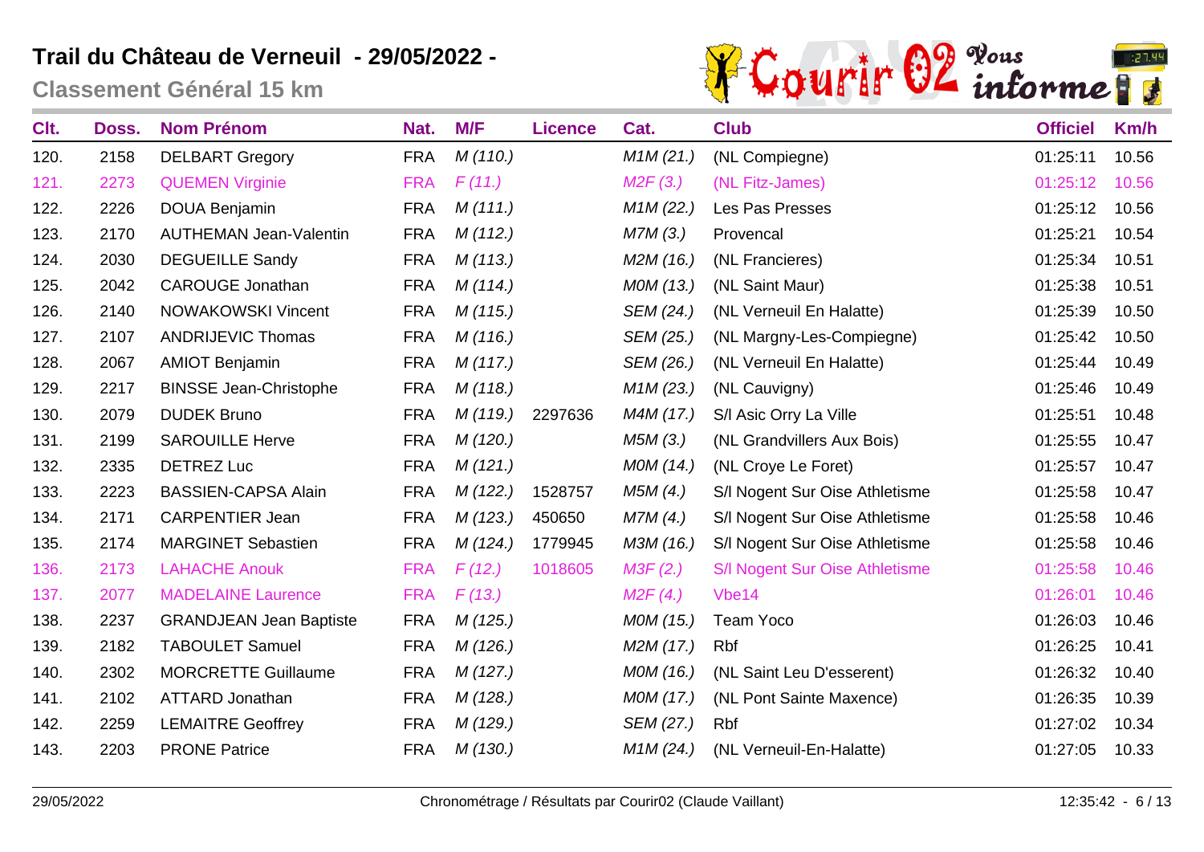# Trail du Château de Verneuil - 29/05/2022 -

## Classement Général 15 km

| Clt. | Doss. | Nom Prénom | Nat. | M/F | Licence | Cat. | Club | Officiel | Km/h |
|---|---|---|---|---|---|---|---|---|---|
| 120. | 2158 | DELBART Gregory | FRA | *M (110.)* | | *M1M (21.)* | (NL Compiegne) | 01:25:11 | 10.56 |
| 121. | 2273 | QUEMEN Virginie | FRA | *F (11.)* | | *M2F (3.)* | (NL Fitz-James) | 01:25:12 | 10.56 |
| 122. | 2226 | DOUA Benjamin | FRA | *M (111.)* | | *M1M (22.)* | Les Pas Presses | 01:25:12 | 10.56 |
| 123. | 2170 | AUTHEMAN Jean-Valentin | FRA | *M (112.)* | | *M7M (3.)* | Provencal | 01:25:21 | 10.54 |
| 124. | 2030 | DEGUEILLE Sandy | FRA | *M (113.)* | | *M2M (16.)* | (NL Francieres) | 01:25:34 | 10.51 |
| 125. | 2042 | CAROUGE Jonathan | FRA | *M (114.)* | | *M0M (13.)* | (NL Saint Maur) | 01:25:38 | 10.51 |
| 126. | 2140 | NOWAKOWSKI Vincent | FRA | *M (115.)* | | *SEM (24.)* | (NL Verneuil En Halatte) | 01:25:39 | 10.50 |
| 127. | 2107 | ANDRIJEVIC Thomas | FRA | *M (116.)* | | *SEM (25.)* | (NL Margny-Les-Compiegne) | 01:25:42 | 10.50 |
| 128. | 2067 | AMIOT Benjamin | FRA | *M (117.)* | | *SEM (26.)* | (NL Verneuil En Halatte) | 01:25:44 | 10.49 |
| 129. | 2217 | BINSSE Jean-Christophe | FRA | *M (118.)* | | *M1M (23.)* | (NL Cauvigny) | 01:25:46 | 10.49 |
| 130. | 2079 | DUDEK Bruno | FRA | *M (119.)* | 2297636 | *M4M (17.)* | S/l Asic Orry La Ville | 01:25:51 | 10.48 |
| 131. | 2199 | SAROUILLE Herve | FRA | *M (120.)* | | *M5M (3.)* | (NL Grandvillers Aux Bois) | 01:25:55 | 10.47 |
| 132. | 2335 | DETREZ Luc | FRA | *M (121.)* | | *M0M (14.)* | (NL Croye Le Foret) | 01:25:57 | 10.47 |
| 133. | 2223 | BASSIEN-CAPSA Alain | FRA | *M (122.)* | 1528757 | *M5M (4.)* | S/l Nogent Sur Oise Athletisme | 01:25:58 | 10.47 |
| 134. | 2171 | CARPENTIER Jean | FRA | *M (123.)* | 450650 | *M7M (4.)* | S/l Nogent Sur Oise Athletisme | 01:25:58 | 10.46 |
| 135. | 2174 | MARGINET Sebastien | FRA | *M (124.)* | 1779945 | *M3M (16.)* | S/l Nogent Sur Oise Athletisme | 01:25:58 | 10.46 |
| 136. | 2173 | LAHACHE Anouk | FRA | *F (12.)* | 1018605 | *M3F (2.)* | S/l Nogent Sur Oise Athletisme | 01:25:58 | 10.46 |
| 137. | 2077 | MADELAINE Laurence | FRA | *F (13.)* | | *M2F (4.)* | Vbe14 | 01:26:01 | 10.46 |
| 138. | 2237 | GRANDJEAN Jean Baptiste | FRA | *M (125.)* | | *M0M (15.)* | Team Yoco | 01:26:03 | 10.46 |
| 139. | 2182 | TABOULET Samuel | FRA | *M (126.)* | | *M2M (17.)* | Rbf | 01:26:25 | 10.41 |
| 140. | 2302 | MORCRETTE Guillaume | FRA | *M (127.)* | | *M0M (16.)* | (NL Saint Leu D'esserent) | 01:26:32 | 10.40 |
| 141. | 2102 | ATTARD Jonathan | FRA | *M (128.)* | | *M0M (17.)* | (NL Pont Sainte Maxence) | 01:26:35 | 10.39 |
| 142. | 2259 | LEMAITRE Geoffrey | FRA | *M (129.)* | | *SEM (27.)* | Rbf | 01:27:02 | 10.34 |
| 143. | 2203 | PRONE Patrice | FRA | *M (130.)* | | *M1M (24.)* | (NL Verneuil-En-Halatte) | 01:27:05 | 10.33 |

29/05/2022 Chronométrage / Résultats par Courir02 (Claude Vaillant) 12:35:42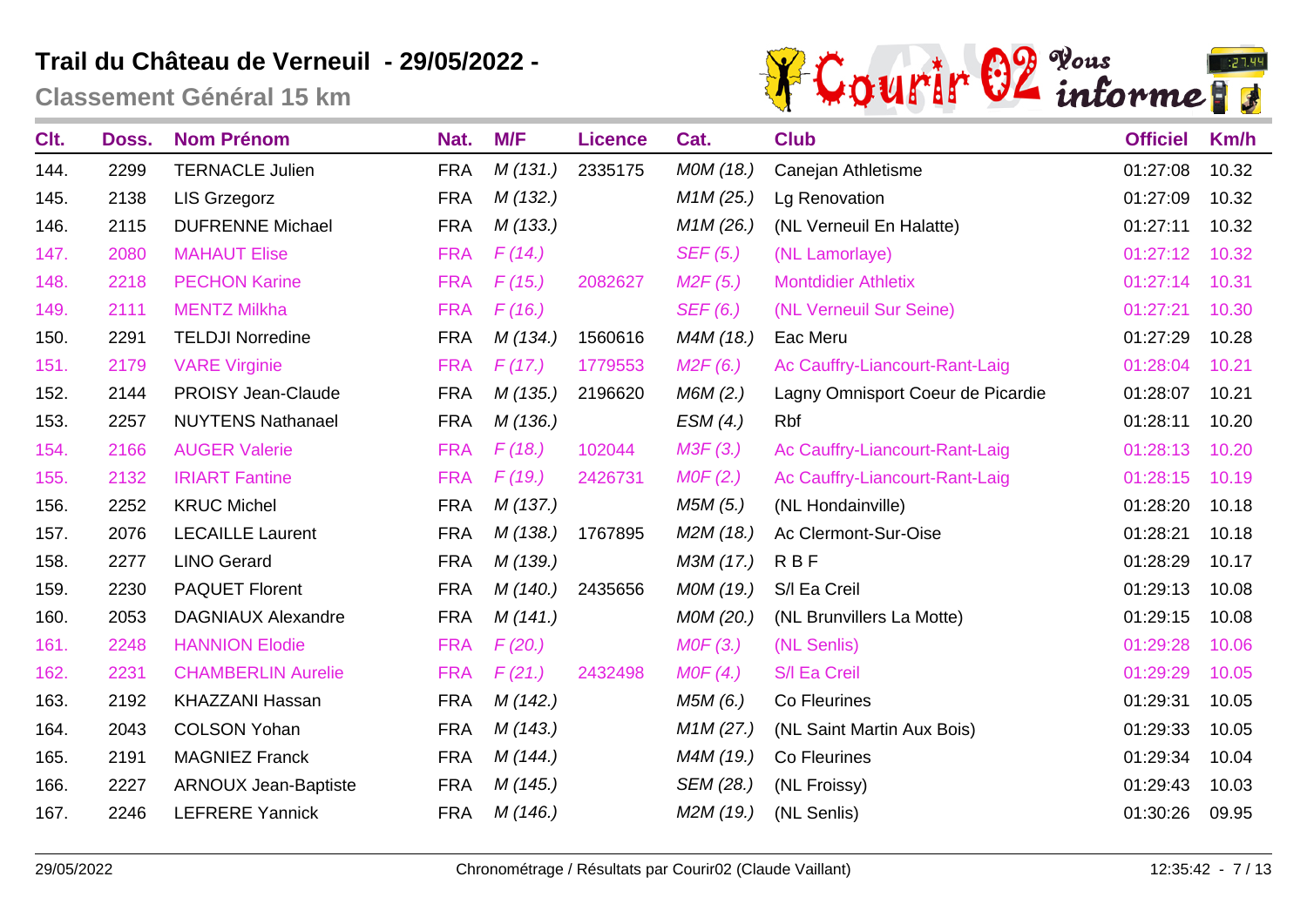# Trail du Château de Verneuil - 29/05/2022 -

## Classement Général 15 km

| Clt. | Doss. | Nom Prénom | Nat. | M/F | Licence | Cat. | Club | Officiel | Km/h |
|---|---|---|---|---|---|---|---|---|---|
| 144. | 2299 | TERNACLE Julien | FRA | *M (131.)* | 2335175 | *M0M (18.)* | Canejan Athletisme | 01:27:08 | 10.32 |
| 145. | 2138 | LIS Grzegorz | FRA | *M (132.)* | | *M1M (25.)* | Lg Renovation | 01:27:09 | 10.32 |
| 146. | 2115 | DUFRENNE Michael | FRA | *M (133.)* | | *M1M (26.)* | (NL Verneuil En Halatte) | 01:27:11 | 10.32 |
| 147. | 2080 | MAHAUT Elise | FRA | *F (14.)* | | *SEF (5.)* | (NL Lamorlaye) | 01:27:12 | 10.32 |
| 148. | 2218 | PECHON Karine | FRA | *F (15.)* | 2082627 | *M2F (5.)* | Montdidier Athletix | 01:27:14 | 10.31 |
| 149. | 2111 | MENTZ Milkha | FRA | *F (16.)* | | *SEF (6.)* | (NL Verneuil Sur Seine) | 01:27:21 | 10.30 |
| 150. | 2291 | TELDJI Norredine | FRA | *M (134.)* | 1560616 | *M4M (18.)* | Eac Meru | 01:27:29 | 10.28 |
| 151. | 2179 | VARE Virginie | FRA | *F (17.)* | 1779553 | *M2F (6.)* | Ac Cauffry-Liancourt-Rant-Laig | 01:28:04 | 10.21 |
| 152. | 2144 | PROISY Jean-Claude | FRA | *M (135.)* | 2196620 | *M6M (2.)* | Lagny Omnisport Coeur de Picardie | 01:28:07 | 10.21 |
| 153. | 2257 | NUYTENS Nathanael | FRA | *M (136.)* | | *ESM (4.)* | Rbf | 01:28:11 | 10.20 |
| 154. | 2166 | AUGER Valerie | FRA | *F (18.)* | 102044 | *M3F (3.)* | Ac Cauffry-Liancourt-Rant-Laig | 01:28:13 | 10.20 |
| 155. | 2132 | IRIART Fantine | FRA | *F (19.)* | 2426731 | *M0F (2.)* | Ac Cauffry-Liancourt-Rant-Laig | 01:28:15 | 10.19 |
| 156. | 2252 | KRUC Michel | FRA | *M (137.)* | | *M5M (5.)* | (NL Hondainville) | 01:28:20 | 10.18 |
| 157. | 2076 | LECAILLE Laurent | FRA | *M (138.)* | 1767895 | *M2M (18.)* | Ac Clermont-Sur-Oise | 01:28:21 | 10.18 |
| 158. | 2277 | LINO Gerard | FRA | *M (139.)* | | *M3M (17.)* | R B F | 01:28:29 | 10.17 |
| 159. | 2230 | PAQUET Florent | FRA | *M (140.)* | 2435656 | *M0M (19.)* | S/l Ea Creil | 01:29:13 | 10.08 |
| 160. | 2053 | DAGNIAUX Alexandre | FRA | *M (141.)* | | *M0M (20.)* | (NL Brunvillers La Motte) | 01:29:15 | 10.08 |
| 161. | 2248 | HANNION Elodie | FRA | *F (20.)* | | *M0F (3.)* | (NL Senlis) | 01:29:28 | 10.06 |
| 162. | 2231 | CHAMBERLIN Aurelie | FRA | *F (21.)* | 2432498 | *M0F (4.)* | S/l Ea Creil | 01:29:29 | 10.05 |
| 163. | 2192 | KHAZZANI Hassan | FRA | *M (142.)* | | *M5M (6.)* | Co Fleurines | 01:29:31 | 10.05 |
| 164. | 2043 | COLSON Yohan | FRA | *M (143.)* | | *M1M (27.)* | (NL Saint Martin Aux Bois) | 01:29:33 | 10.05 |
| 165. | 2191 | MAGNIEZ Franck | FRA | *M (144.)* | | *M4M (19.)* | Co Fleurines | 01:29:34 | 10.04 |
| 166. | 2227 | ARNOUX Jean-Baptiste | FRA | *M (145.)* | | *SEM (28.)* | (NL Froissy) | 01:29:43 | 10.03 |
| 167. | 2246 | LEFRERE Yannick | FRA | *M (146.)* | | *M2M (19.)* | (NL Senlis) | 01:30:26 | 09.95 |

29/05/2022 Chronométrage / Résultats par Courir02 (Claude Vaillant) 12:35:42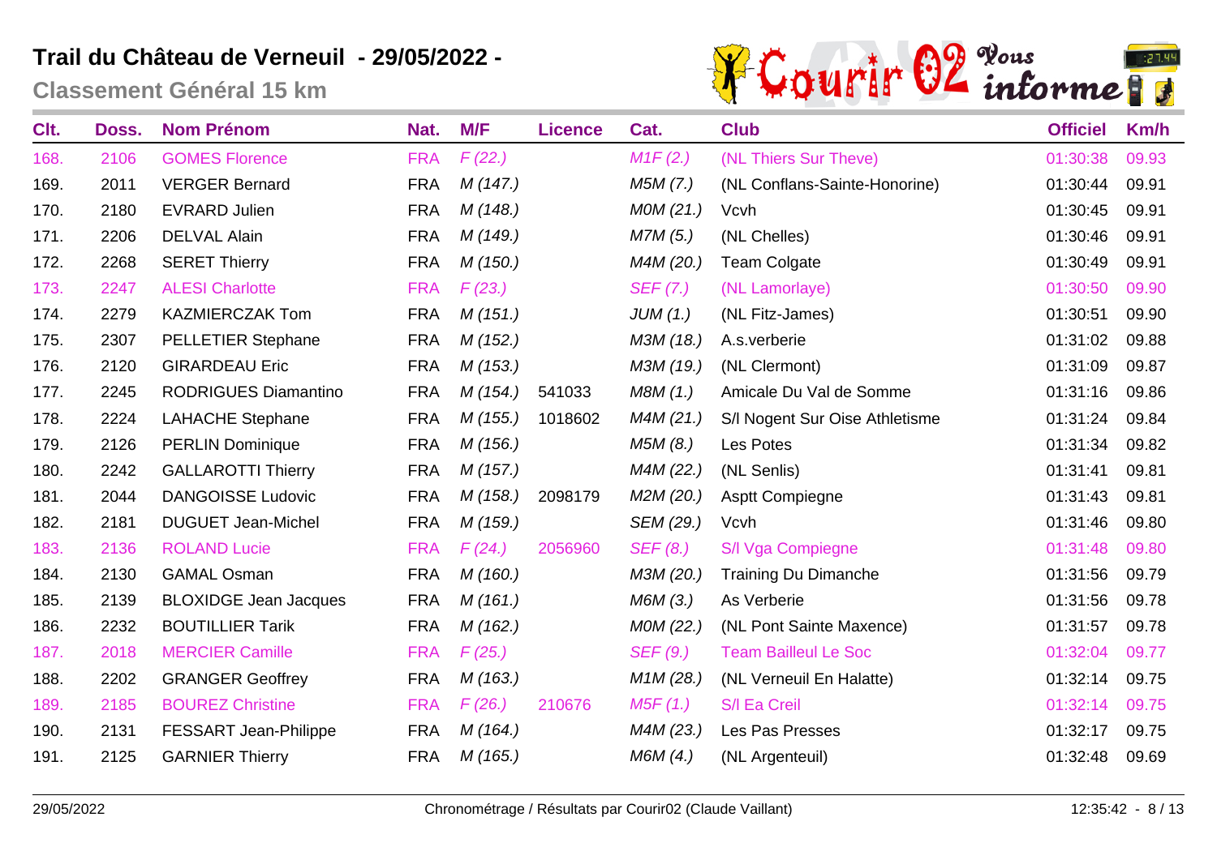# Trail du Château de Verneuil - 29/05/2022 -

## Classement Général 15 km

| Clt. | Doss. | Nom Prénom | Nat. | M/F | Licence | Cat. | Club | Officiel | Km/h |
|---|---|---|---|---|---|---|---|---|---|
| 168. | 2106 | GOMES Florence | FRA | *F (22.)* | | *M1F (2.)* | (NL Thiers Sur Theve) | 01:30:38 | 09.93 |
| 169. | 2011 | VERGER Bernard | FRA | *M (147.)* | | *M5M (7.)* | (NL Conflans-Sainte-Honorine) | 01:30:44 | 09.91 |
| 170. | 2180 | EVRARD Julien | FRA | *M (148.)* | | *M0M (21.)* | Vcvh | 01:30:45 | 09.91 |
| 171. | 2206 | DELVAL Alain | FRA | *M (149.)* | | *M7M (5.)* | (NL Chelles) | 01:30:46 | 09.91 |
| 172. | 2268 | SERET Thierry | FRA | *M (150.)* | | *M4M (20.)* | Team Colgate | 01:30:49 | 09.91 |
| 173. | 2247 | ALESI Charlotte | FRA | *F (23.)* | | *SEF (7.)* | (NL Lamorlaye) | 01:30:50 | 09.90 |
| 174. | 2279 | KAZMIERCZAK Tom | FRA | *M (151.)* | | *JUM (1.)* | (NL Fitz-James) | 01:30:51 | 09.90 |
| 175. | 2307 | PELLETIER Stephane | FRA | *M (152.)* | | *M3M (18.)* | A.s.verberie | 01:31:02 | 09.88 |
| 176. | 2120 | GIRARDEAU Eric | FRA | *M (153.)* | | *M3M (19.)* | (NL Clermont) | 01:31:09 | 09.87 |
| 177. | 2245 | RODRIGUES Diamantino | FRA | *M (154.)* | 541033 | *M8M (1.)* | Amicale Du Val de Somme | 01:31:16 | 09.86 |
| 178. | 2224 | LAHACHE Stephane | FRA | *M (155.)* | 1018602 | *M4M (21.)* | S/l Nogent Sur Oise Athletisme | 01:31:24 | 09.84 |
| 179. | 2126 | PERLIN Dominique | FRA | *M (156.)* | | *M5M (8.)* | Les Potes | 01:31:34 | 09.82 |
| 180. | 2242 | GALLAROTTI Thierry | FRA | *M (157.)* | | *M4M (22.)* | (NL Senlis) | 01:31:41 | 09.81 |
| 181. | 2044 | DANGOISSE Ludovic | FRA | *M (158.)* | 2098179 | *M2M (20.)* | Asptt Compiegne | 01:31:43 | 09.81 |
| 182. | 2181 | DUGUET Jean-Michel | FRA | *M (159.)* | | *SEM (29.)* | Vcvh | 01:31:46 | 09.80 |
| 183. | 2136 | ROLAND Lucie | FRA | *F (24.)* | 2056960 | *SEF (8.)* | S/l Vga Compiegne | 01:31:48 | 09.80 |
| 184. | 2130 | GAMAL Osman | FRA | *M (160.)* | | *M3M (20.)* | Training Du Dimanche | 01:31:56 | 09.79 |
| 185. | 2139 | BLOXIDGE Jean Jacques | FRA | *M (161.)* | | *M6M (3.)* | As Verberie | 01:31:56 | 09.78 |
| 186. | 2232 | BOUTILLIER Tarik | FRA | *M (162.)* | | *M0M (22.)* | (NL Pont Sainte Maxence) | 01:31:57 | 09.78 |
| 187. | 2018 | MERCIER Camille | FRA | *F (25.)* | | *SEF (9.)* | Team Bailleul Le Soc | 01:32:04 | 09.77 |
| 188. | 2202 | GRANGER Geoffrey | FRA | *M (163.)* | | *M1M (28.)* | (NL Verneuil En Halatte) | 01:32:14 | 09.75 |
| 189. | 2185 | BOUREZ Christine | FRA | *F (26.)* | 210676 | *M5F (1.)* | S/l Ea Creil | 01:32:14 | 09.75 |
| 190. | 2131 | FESSART Jean-Philippe | FRA | *M (164.)* | | *M4M (23.)* | Les Pas Presses | 01:32:17 | 09.75 |
| 191. | 2125 | GARNIER Thierry | FRA | *M (165.)* | | *M6M (4.)* | (NL Argenteuil) | 01:32:48 | 09.69 |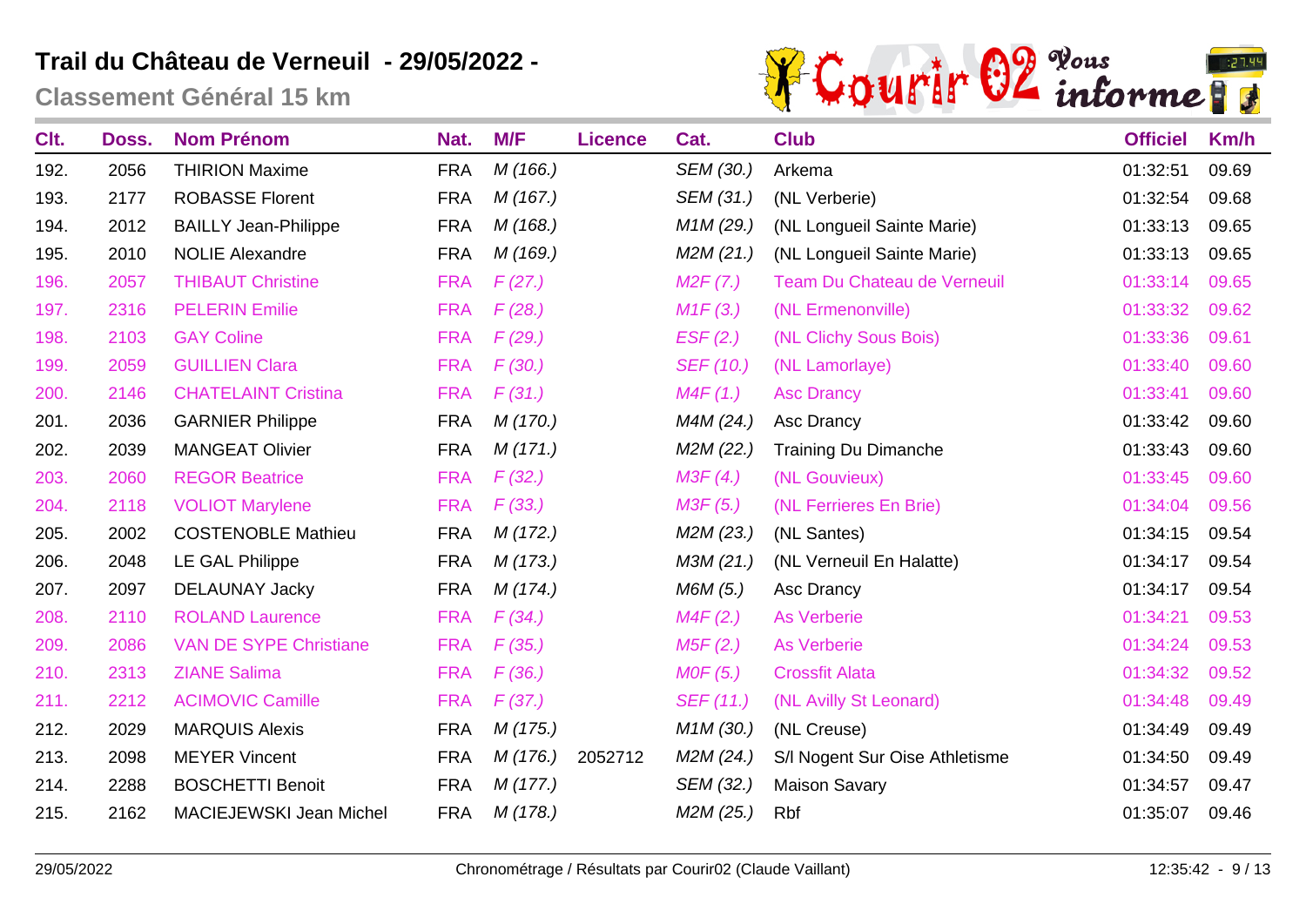# Trail du Château de Verneuil - 29/05/2022 -

## Classement Général 15 km

| Clt. | Doss. | Nom Prénom | Nat. | M/F | Licence | Cat. | Club | Officiel | Km/h |
|---|---|---|---|---|---|---|---|---|---|
| 192. | 2056 | THIRION Maxime | FRA | *M (166.)* | | *SEM (30.)* | Arkema | 01:32:51 | 09.69 |
| 193. | 2177 | ROBASSE Florent | FRA | *M (167.)* | | *SEM (31.)* | (NL Verberie) | 01:32:54 | 09.68 |
| 194. | 2012 | BAILLY Jean-Philippe | FRA | *M (168.)* | | *M1M (29.)* | (NL Longueil Sainte Marie) | 01:33:13 | 09.65 |
| 195. | 2010 | NOLIE Alexandre | FRA | *M (169.)* | | *M2M (21.)* | (NL Longueil Sainte Marie) | 01:33:13 | 09.65 |
| 196. | 2057 | THIBAUT Christine | FRA | *F (27.)* | | *M2F (7.)* | Team Du Chateau de Verneuil | 01:33:14 | 09.65 |
| 197. | 2316 | PELERIN Emilie | FRA | *F (28.)* | | *M1F (3.)* | (NL Ermenonville) | 01:33:32 | 09.62 |
| 198. | 2103 | GAY Coline | FRA | *F (29.)* | | *ESF (2.)* | (NL Clichy Sous Bois) | 01:33:36 | 09.61 |
| 199. | 2059 | GUILLIEN Clara | FRA | *F (30.)* | | *SEF (10.)* | (NL Lamorlaye) | 01:33:40 | 09.60 |
| 200. | 2146 | CHATELAINT Cristina | FRA | *F (31.)* | | *M4F (1.)* | Asc Drancy | 01:33:41 | 09.60 |
| 201. | 2036 | GARNIER Philippe | FRA | *M (170.)* | | *M4M (24.)* | Asc Drancy | 01:33:42 | 09.60 |
| 202. | 2039 | MANGEAT Olivier | FRA | *M (171.)* | | *M2M (22.)* | Training Du Dimanche | 01:33:43 | 09.60 |
| 203. | 2060 | REGOR Beatrice | FRA | *F (32.)* | | *M3F (4.)* | (NL Gouvieux) | 01:33:45 | 09.60 |
| 204. | 2118 | VOLIOT Marylene | FRA | *F (33.)* | | *M3F (5.)* | (NL Ferrieres En Brie) | 01:34:04 | 09.56 |
| 205. | 2002 | COSTENOBLE Mathieu | FRA | *M (172.)* | | *M2M (23.)* | (NL Santes) | 01:34:15 | 09.54 |
| 206. | 2048 | LE GAL Philippe | FRA | *M (173.)* | | *M3M (21.)* | (NL Verneuil En Halatte) | 01:34:17 | 09.54 |
| 207. | 2097 | DELAUNAY Jacky | FRA | *M (174.)* | | *M6M (5.)* | Asc Drancy | 01:34:17 | 09.54 |
| 208. | 2110 | ROLAND Laurence | FRA | *F (34.)* | | *M4F (2.)* | As Verberie | 01:34:21 | 09.53 |
| 209. | 2086 | VAN DE SYPE Christiane | FRA | *F (35.)* | | *M5F (2.)* | As Verberie | 01:34:24 | 09.53 |
| 210. | 2313 | ZIANE Salima | FRA | *F (36.)* | | *M0F (5.)* | Crossfit Alata | 01:34:32 | 09.52 |
| 211. | 2212 | ACIMOVIC Camille | FRA | *F (37.)* | | *SEF (11.)* | (NL Avilly St Leonard) | 01:34:48 | 09.49 |
| 212. | 2029 | MARQUIS Alexis | FRA | *M (175.)* | | *M1M (30.)* | (NL Creuse) | 01:34:49 | 09.49 |
| 213. | 2098 | MEYER Vincent | FRA | *M (176.)* | 2052712 | *M2M (24.)* | S/l Nogent Sur Oise Athletisme | 01:34:50 | 09.49 |
| 214. | 2288 | BOSCHETTI Benoit | FRA | *M (177.)* | | *SEM (32.)* | Maison Savary | 01:34:57 | 09.47 |
| 215. | 2162 | MACIEJEWSKI Jean Michel | FRA | *M (178.)* | | *M2M (25.)* | Rbf | 01:35:07 | 09.46 |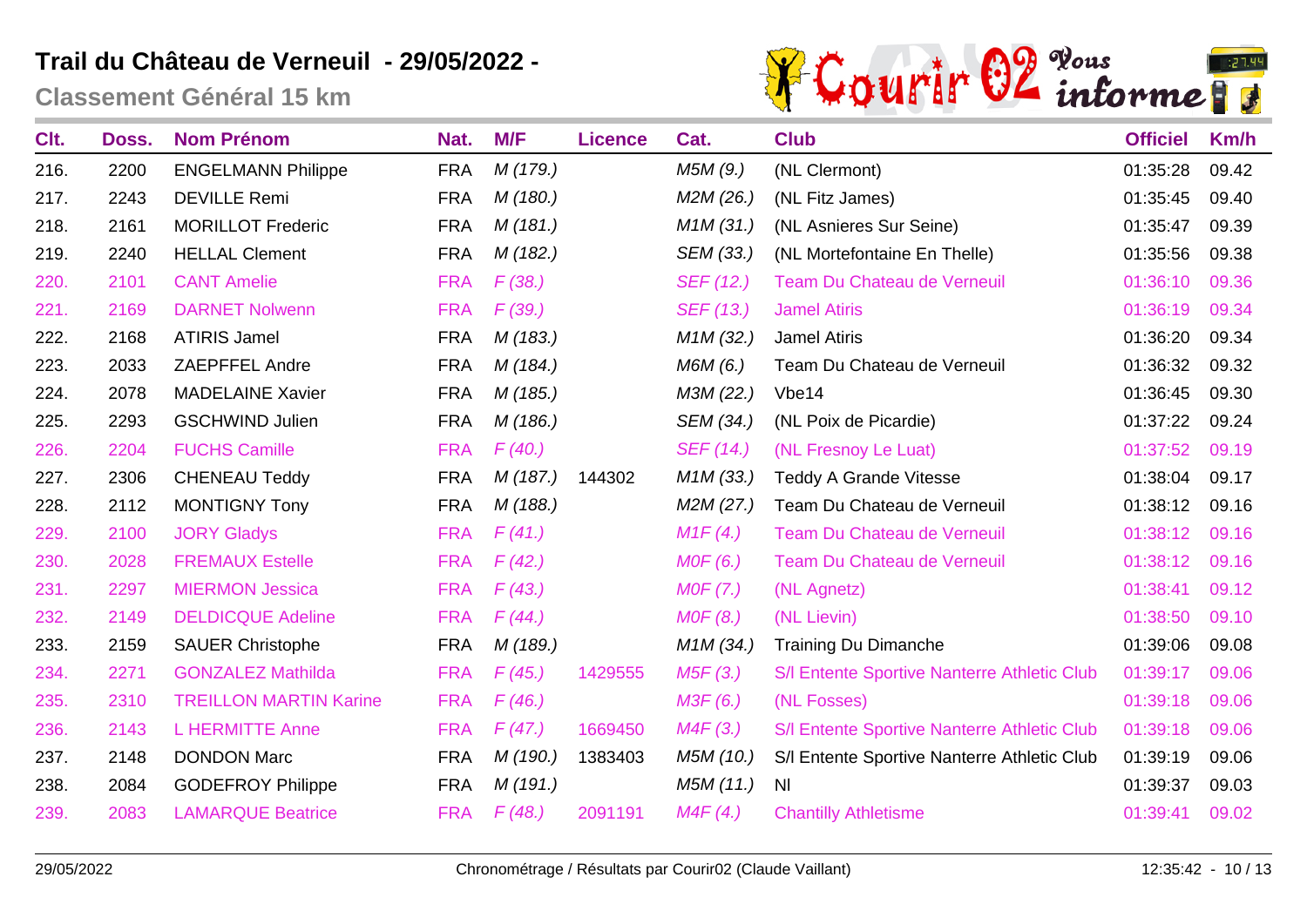# Trail du Château de Verneuil - 29/05/2022 -

## Classement Général 15 km

| Clt. | Doss. | Nom Prénom | Nat. | M/F | Licence | Cat. | Club | Officiel | Km/h |
|---|---|---|---|---|---|---|---|---|---|
| 216. | 2200 | ENGELMANN Philippe | FRA | *M (179.)* | | *M5M (9.)* | (NL Clermont) | 01:35:28 | 09.42 |
| 217. | 2243 | DEVILLE Remi | FRA | *M (180.)* | | *M2M (26.)* | (NL Fitz James) | 01:35:45 | 09.40 |
| 218. | 2161 | MORILLOT Frederic | FRA | *M (181.)* | | *M1M (31.)* | (NL Asnieres Sur Seine) | 01:35:47 | 09.39 |
| 219. | 2240 | HELLAL Clement | FRA | *M (182.)* | | *SEM (33.)* | (NL Mortefontaine En Thelle) | 01:35:56 | 09.38 |
| 220. | 2101 | CANT Amelie | FRA | *F (38.)* | | *SEF (12.)* | Team Du Chateau de Verneuil | 01:36:10 | 09.36 |
| 221. | 2169 | DARNET Nolwenn | FRA | *F (39.)* | | *SEF (13.)* | Jamel Atiris | 01:36:19 | 09.34 |
| 222. | 2168 | ATIRIS Jamel | FRA | *M (183.)* | | *M1M (32.)* | Jamel Atiris | 01:36:20 | 09.34 |
| 223. | 2033 | ZAEPFFEL Andre | FRA | *M (184.)* | | *M6M (6.)* | Team Du Chateau de Verneuil | 01:36:32 | 09.32 |
| 224. | 2078 | MADELAINE Xavier | FRA | *M (185.)* | | *M3M (22.)* | Vbe14 | 01:36:45 | 09.30 |
| 225. | 2293 | GSCHWIND Julien | FRA | *M (186.)* | | *SEM (34.)* | (NL Poix de Picardie) | 01:37:22 | 09.24 |
| 226. | 2204 | FUCHS Camille | FRA | *F (40.)* | | *SEF (14.)* | (NL Fresnoy Le Luat) | 01:37:52 | 09.19 |
| 227. | 2306 | CHENEAU Teddy | FRA | *M (187.)* | 144302 | *M1M (33.)* | Teddy A Grande Vitesse | 01:38:04 | 09.17 |
| 228. | 2112 | MONTIGNY Tony | FRA | *M (188.)* | | *M2M (27.)* | Team Du Chateau de Verneuil | 01:38:12 | 09.16 |
| 229. | 2100 | JORY Gladys | FRA | *F (41.)* | | *M1F (4.)* | Team Du Chateau de Verneuil | 01:38:12 | 09.16 |
| 230. | 2028 | FREMAUX Estelle | FRA | *F (42.)* | | *M0F (6.)* | Team Du Chateau de Verneuil | 01:38:12 | 09.16 |
| 231. | 2297 | MIERMON Jessica | FRA | *F (43.)* | | *M0F (7.)* | (NL Agnetz) | 01:38:41 | 09.12 |
| 232. | 2149 | DELDICQUE Adeline | FRA | *F (44.)* | | *M0F (8.)* | (NL Lievin) | 01:38:50 | 09.10 |
| 233. | 2159 | SAUER Christophe | FRA | *M (189.)* | | *M1M (34.)* | Training Du Dimanche | 01:39:06 | 09.08 |
| 234. | 2271 | GONZALEZ Mathilda | FRA | *F (45.)* | 1429555 | *M5F (3.)* | S/l Entente Sportive Nanterre Athletic Club | 01:39:17 | 09.06 |
| 235. | 2310 | TREILLON MARTIN Karine | FRA | *F (46.)* | | *M3F (6.)* | (NL Fosses) | 01:39:18 | 09.06 |
| 236. | 2143 | L HERMITTE Anne | FRA | *F (47.)* | 1669450 | *M4F (3.)* | S/l Entente Sportive Nanterre Athletic Club | 01:39:18 | 09.06 |
| 237. | 2148 | DONDON Marc | FRA | *M (190.)* | 1383403 | *M5M (10.)* | S/l Entente Sportive Nanterre Athletic Club | 01:39:19 | 09.06 |
| 238. | 2084 | GODEFROY Philippe | FRA | *M (191.)* | | *M5M (11.)* | Nl | 01:39:37 | 09.03 |
| 239. | 2083 | LAMARQUE Beatrice | FRA | *F (48.)* | 2091191 | *M4F (4.)* | Chantilly Athletisme | 01:39:41 | 09.02 |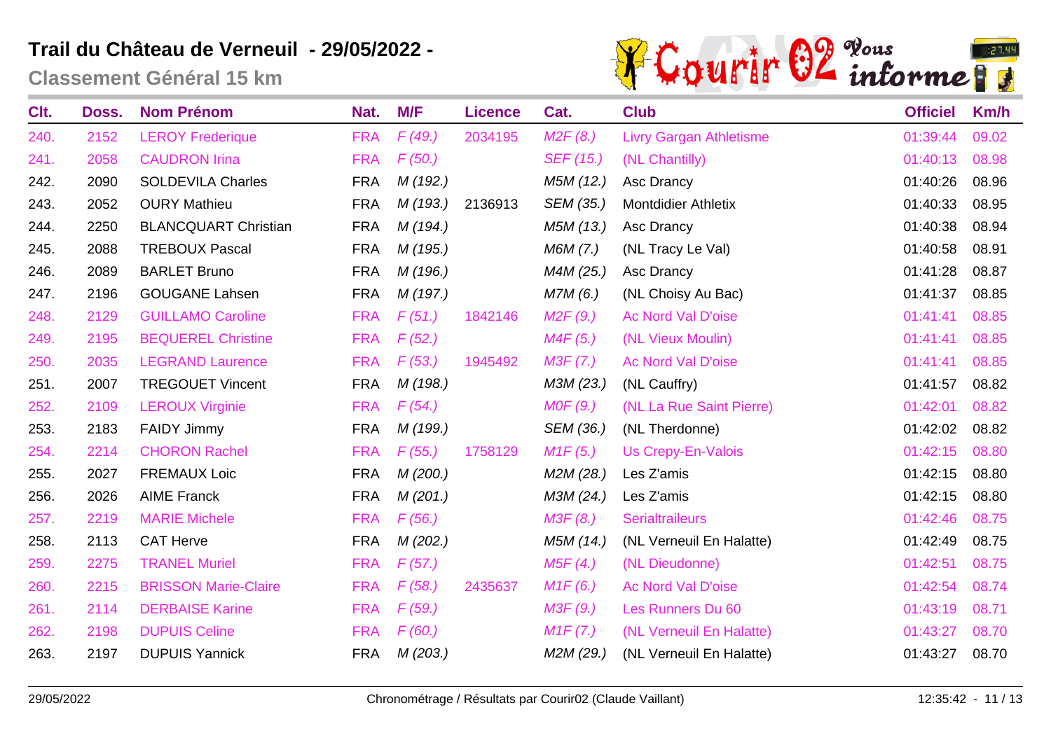# Trail du Château de Verneuil - 29/05/2022 -

## Classement Général 15 km

| Clt. | Doss. | Nom Prénom | Nat. | M/F | Licence | Cat. | Club | Officiel | Km/h |
|---|---|---|---|---|---|---|---|---|---|
| 240. | 2152 | LEROY Frederique | FRA | F (49.) | 2034195 | M2F (8.) | Livry Gargan Athletisme | 01:39:44 | 09.02 |
| 241. | 2058 | CAUDRON Irina | FRA | F (50.) | | SEF (15.) | (NL Chantilly) | 01:40:13 | 08.98 |
| 242. | 2090 | SOLDEVILA Charles | FRA | M (192.) | | M5M (12.) | Asc Drancy | 01:40:26 | 08.96 |
| 243. | 2052 | OURY Mathieu | FRA | M (193.) | 2136913 | SEM (35.) | Montdidier Athletix | 01:40:33 | 08.95 |
| 244. | 2250 | BLANCQUART Christian | FRA | M (194.) | | M5M (13.) | Asc Drancy | 01:40:38 | 08.94 |
| 245. | 2088 | TREBOUX Pascal | FRA | M (195.) | | M6M (7.) | (NL Tracy Le Val) | 01:40:58 | 08.91 |
| 246. | 2089 | BARLET Bruno | FRA | M (196.) | | M4M (25.) | Asc Drancy | 01:41:28 | 08.87 |
| 247. | 2196 | GOUGANE Lahsen | FRA | M (197.) | | M7M (6.) | (NL Choisy Au Bac) | 01:41:37 | 08.85 |
| 248. | 2129 | GUILLAMO Caroline | FRA | F (51.) | 1842146 | M2F (9.) | Ac Nord Val D'oise | 01:41:41 | 08.85 |
| 249. | 2195 | BEQUEREL Christine | FRA | F (52.) | | M4F (5.) | (NL Vieux Moulin) | 01:41:41 | 08.85 |
| 250. | 2035 | LEGRAND Laurence | FRA | F (53.) | 1945492 | M3F (7.) | Ac Nord Val D'oise | 01:41:41 | 08.85 |
| 251. | 2007 | TREGOUET Vincent | FRA | M (198.) | | M3M (23.) | (NL Cauffry) | 01:41:57 | 08.82 |
| 252. | 2109 | LEROUX Virginie | FRA | F (54.) | | M0F (9.) | (NL La Rue Saint Pierre) | 01:42:01 | 08.82 |
| 253. | 2183 | FAIDY Jimmy | FRA | M (199.) | | SEM (36.) | (NL Therdonne) | 01:42:02 | 08.82 |
| 254. | 2214 | CHORON Rachel | FRA | F (55.) | 1758129 | M1F (5.) | Us Crepy-En-Valois | 01:42:15 | 08.80 |
| 255. | 2027 | FREMAUX Loic | FRA | M (200.) | | M2M (28.) | Les Z'amis | 01:42:15 | 08.80 |
| 256. | 2026 | AIME Franck | FRA | M (201.) | | M3M (24.) | Les Z'amis | 01:42:15 | 08.80 |
| 257. | 2219 | MARIE Michele | FRA | F (56.) | | M3F (8.) | Serialtraileurs | 01:42:46 | 08.75 |
| 258. | 2113 | CAT Herve | FRA | M (202.) | | M5M (14.) | (NL Verneuil En Halatte) | 01:42:49 | 08.75 |
| 259. | 2275 | TRANEL Muriel | FRA | F (57.) | | M5F (4.) | (NL Dieudonne) | 01:42:51 | 08.75 |
| 260. | 2215 | BRISSON Marie-Claire | FRA | F (58.) | 2435637 | M1F (6.) | Ac Nord Val D'oise | 01:42:54 | 08.74 |
| 261. | 2114 | DERBAISE Karine | FRA | F (59.) | | M3F (9.) | Les Runners Du 60 | 01:43:19 | 08.71 |
| 262. | 2198 | DUPUIS Celine | FRA | F (60.) | | M1F (7.) | (NL Verneuil En Halatte) | 01:43:27 | 08.70 |
| 263. | 2197 | DUPUIS Yannick | FRA | M (203.) | | M2M (29.) | (NL Verneuil En Halatte) | 01:43:27 | 08.70 |

29/05/2022 Chronométrage / Résultats par Courir02 (Claude Vaillant) 12:35:42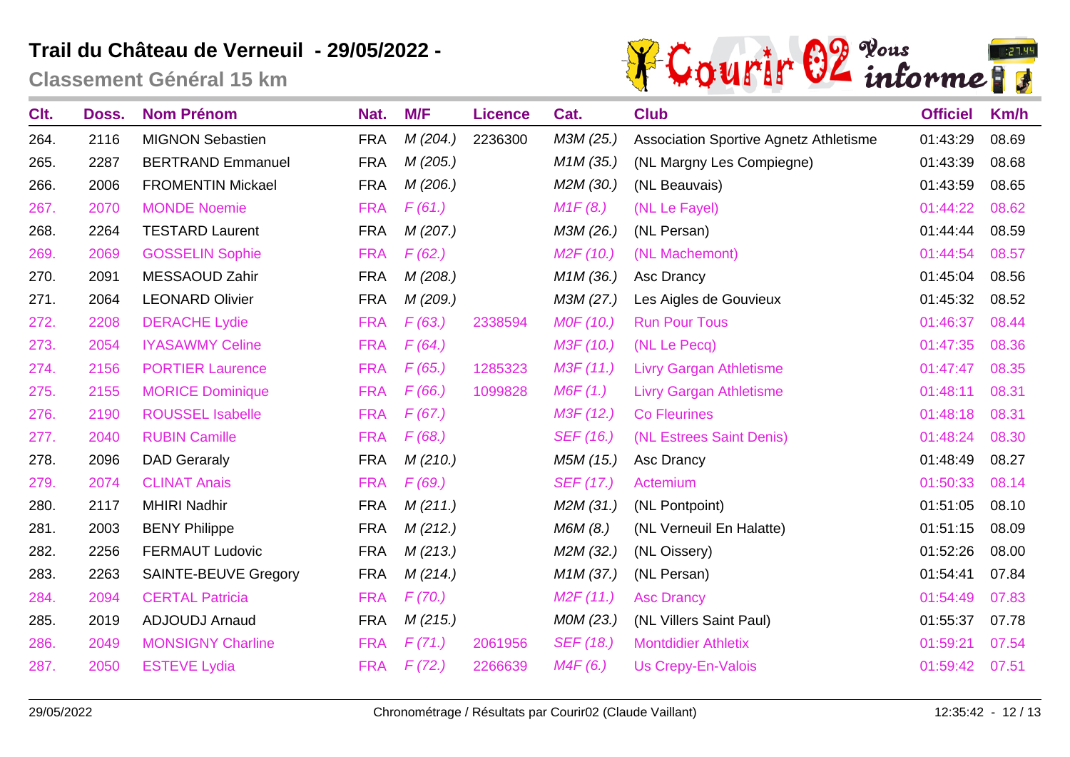# Trail du Château de Verneuil - 29/05/2022 -

## Classement Général 15 km

| Clt. | Doss. | Nom Prénom | Nat. | M/F | Licence | Cat. | Club | Officiel | Km/h |
|---|---|---|---|---|---|---|---|---|---|
| 264. | 2116 | MIGNON Sebastien | FRA | M (204.) | 2236300 | M3M (25.) | Association Sportive Agnetz Athletisme | 01:43:29 | 08.69 |
| 265. | 2287 | BERTRAND Emmanuel | FRA | M (205.) | | M1M (35.) | (NL Margny Les Compiegne) | 01:43:39 | 08.68 |
| 266. | 2006 | FROMENTIN Mickael | FRA | M (206.) | | M2M (30.) | (NL Beauvais) | 01:43:59 | 08.65 |
| 267. | 2070 | MONDE Noemie | FRA | F (61.) | | M1F (8.) | (NL Le Fayel) | 01:44:22 | 08.62 |
| 268. | 2264 | TESTARD Laurent | FRA | M (207.) | | M3M (26.) | (NL Persan) | 01:44:44 | 08.59 |
| 269. | 2069 | GOSSELIN Sophie | FRA | F (62.) | | M2F (10.) | (NL Machemont) | 01:44:54 | 08.57 |
| 270. | 2091 | MESSAOUD Zahir | FRA | M (208.) | | M1M (36.) | Asc Drancy | 01:45:04 | 08.56 |
| 271. | 2064 | LEONARD Olivier | FRA | M (209.) | | M3M (27.) | Les Aigles de Gouvieux | 01:45:32 | 08.52 |
| 272. | 2208 | DERACHE Lydie | FRA | F (63.) | 2338594 | M0F (10.) | Run Pour Tous | 01:46:37 | 08.44 |
| 273. | 2054 | IYASAWMY Celine | FRA | F (64.) | | M3F (10.) | (NL Le Pecq) | 01:47:35 | 08.36 |
| 274. | 2156 | PORTIER Laurence | FRA | F (65.) | 1285323 | M3F (11.) | Livry Gargan Athletisme | 01:47:47 | 08.35 |
| 275. | 2155 | MORICE Dominique | FRA | F (66.) | 1099828 | M6F (1.) | Livry Gargan Athletisme | 01:48:11 | 08.31 |
| 276. | 2190 | ROUSSEL Isabelle | FRA | F (67.) | | M3F (12.) | Co Fleurines | 01:48:18 | 08.31 |
| 277. | 2040 | RUBIN Camille | FRA | F (68.) | | SEF (16.) | (NL Estrees Saint Denis) | 01:48:24 | 08.30 |
| 278. | 2096 | DAD Geraraly | FRA | M (210.) | | M5M (15.) | Asc Drancy | 01:48:49 | 08.27 |
| 279. | 2074 | CLINAT Anais | FRA | F (69.) | | SEF (17.) | Actemium | 01:50:33 | 08.14 |
| 280. | 2117 | MHIRI Nadhir | FRA | M (211.) | | M2M (31.) | (NL Pontpoint) | 01:51:05 | 08.10 |
| 281. | 2003 | BENY Philippe | FRA | M (212.) | | M6M (8.) | (NL Verneuil En Halatte) | 01:51:15 | 08.09 |
| 282. | 2256 | FERMAUT Ludovic | FRA | M (213.) | | M2M (32.) | (NL Oissery) | 01:52:26 | 08.00 |
| 283. | 2263 | SAINTE-BEUVE Gregory | FRA | M (214.) | | M1M (37.) | (NL Persan) | 01:54:41 | 07.84 |
| 284. | 2094 | CERTAL Patricia | FRA | F (70.) | | M2F (11.) | Asc Drancy | 01:54:49 | 07.83 |
| 285. | 2019 | ADJOUDJ Arnaud | FRA | M (215.) | | M0M (23.) | (NL Villers Saint Paul) | 01:55:37 | 07.78 |
| 286. | 2049 | MONSIGNY Charline | FRA | F (71.) | 2061956 | SEF (18.) | Montdidier Athletix | 01:59:21 | 07.54 |
| 287. | 2050 | ESTEVE Lydia | FRA | F (72.) | 2266639 | M4F (6.) | Us Crepy-En-Valois | 01:59:42 | 07.51 |

29/05/2022 — Chronométrage / Résultats par Courir02 (Claude Vaillant) — 12:35:42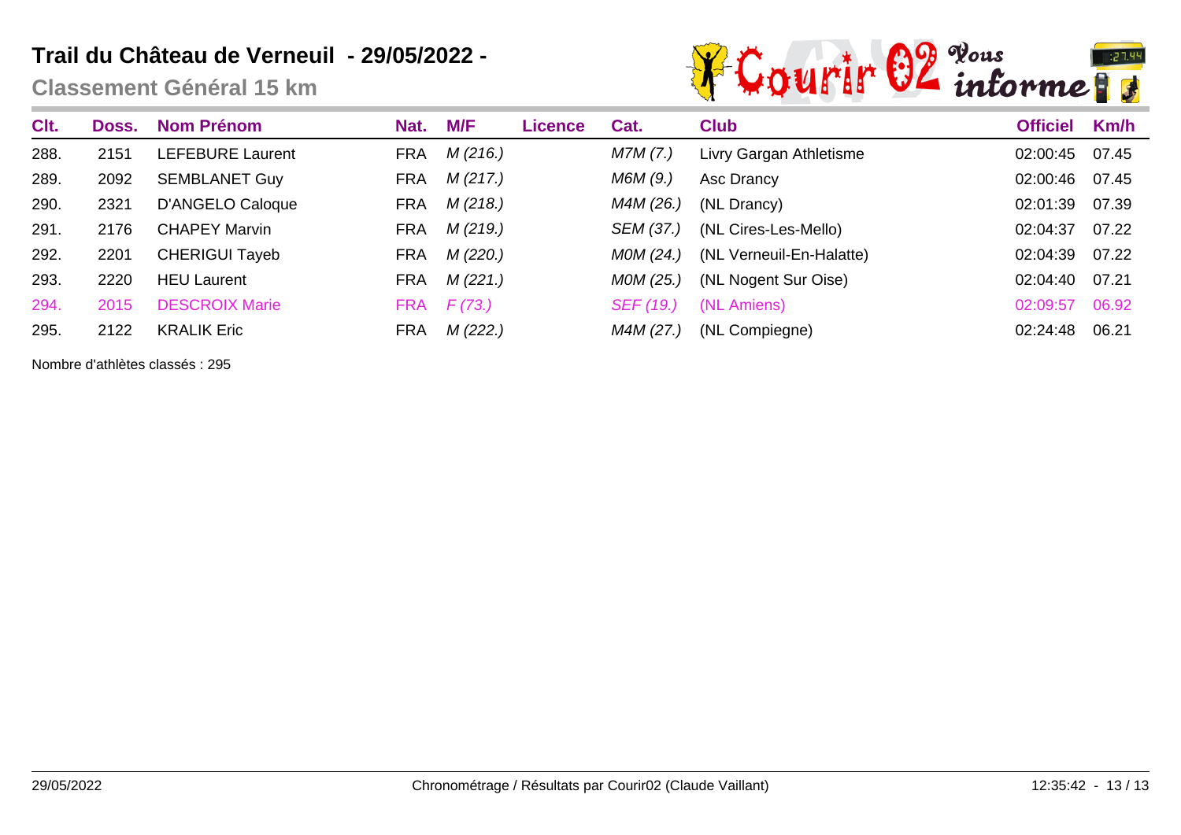# Trail du Château de Verneuil - 29/05/2022 -

## Classement Général 15 km

| Clt. | Doss. | Nom Prénom | Nat. | M/F | Licence | Cat. | Club | Officiel | Km/h |
|---|---|---|---|---|---|---|---|---|---|
| 288. | 2151 | LEFEBURE Laurent | FRA | *M (216.)* | | *M7M (7.)* | Livry Gargan Athletisme | 02:00:45 | 07.45 |
| 289. | 2092 | SEMBLANET Guy | FRA | *M (217.)* | | *M6M (9.)* | Asc Drancy | 02:00:46 | 07.45 |
| 290. | 2321 | D'ANGELO Caloque | FRA | *M (218.)* | | *M4M (26.)* | (NL Drancy) | 02:01:39 | 07.39 |
| 291. | 2176 | CHAPEY Marvin | FRA | *M (219.)* | | *SEM (37.)* | (NL Cires-Les-Mello) | 02:04:37 | 07.22 |
| 292. | 2201 | CHERIGUI Tayeb | FRA | *M (220.)* | | *M0M (24.)* | (NL Verneuil-En-Halatte) | 02:04:39 | 07.22 |
| 293. | 2220 | HEU Laurent | FRA | *M (221.)* | | *M0M (25.)* | (NL Nogent Sur Oise) | 02:04:40 | 07.21 |
| 294. | 2015 | DESCROIX Marie | FRA | *F (73.)* | | *SEF (19.)* | (NL Amiens) | 02:09:57 | 06.92 |
| 295. | 2122 | KRALIK Eric | FRA | *M (222.)* | | *M4M (27.)* | (NL Compiegne) | 02:24:48 | 06.21 |

Nombre d'athlètes classés : 295

29/05/2022 Chronométrage / Résultats par Courir02 (Claude Vaillant) 12:35:42